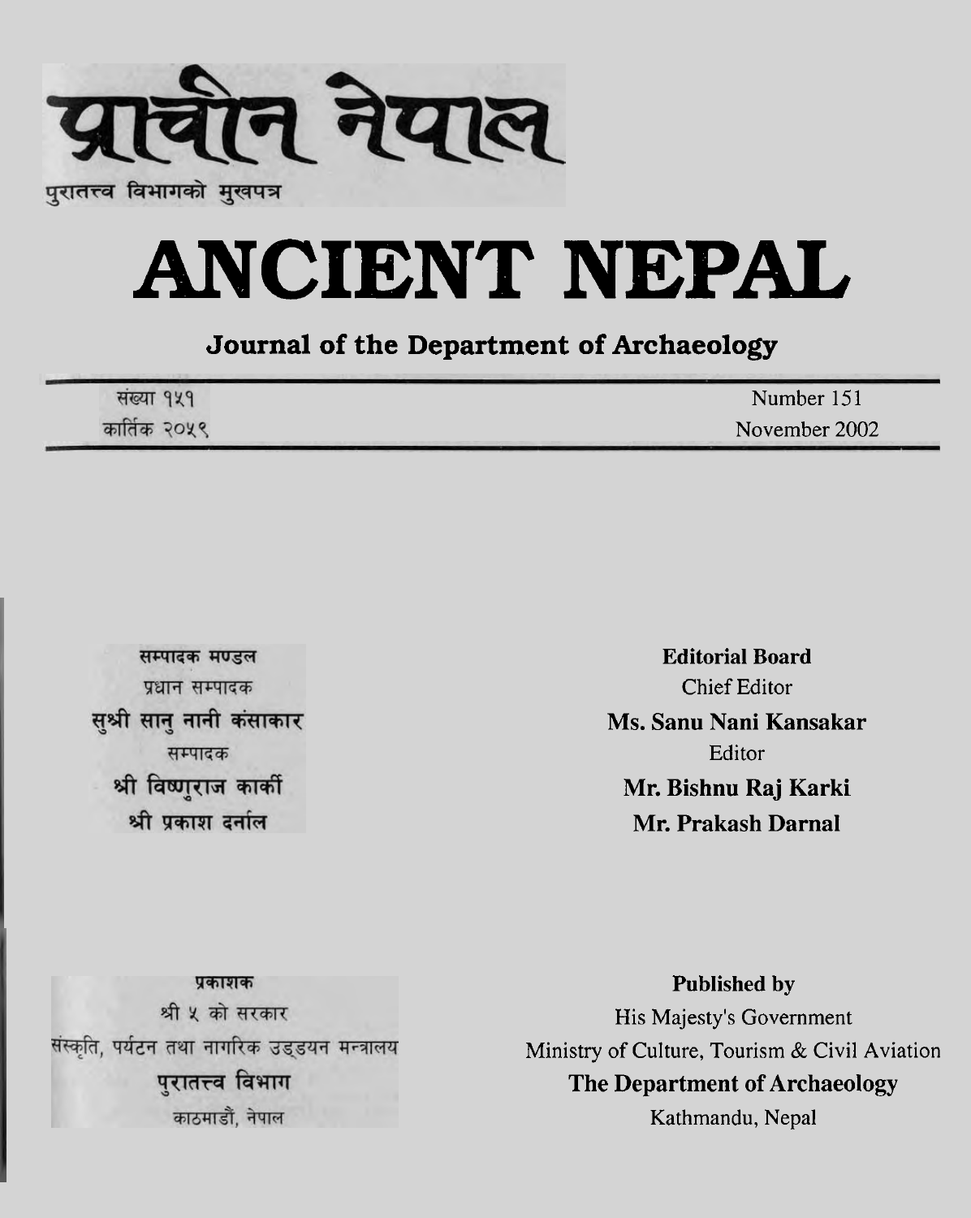# प्राचीन नेपाल

पुरातत्त्व विभागको मुखपत्र

# ANCIENT NEPAL

## Journal of the Department of Archaeology

संख्या १५१
कार्तिक २०५९

Number 151
November 2002

सम्पादक मण्डल
प्रधान सम्पादक
**सुश्री सानु नानी कंसाकार**
सम्पादक
**श्री विष्णुराज कार्की**
**श्री प्रकाश दर्नाल**

**Editorial Board**
Chief Editor
**Ms. Sanu Nani Kansakar**
Editor
**Mr. Bishnu Raj Karki**
**Mr. Prakash Darnal**

प्रकाशक
श्री ५ को सरकार
संस्कृति, पर्यटन तथा नागरिक उड्डयन मन्त्रालय
**पुरातत्त्व विभाग**
काठमाडौं, नेपाल

**Published by**
His Majesty's Government
Ministry of Culture, Tourism & Civil Aviation
**The Department of Archaeology**
Kathmandu, Nepal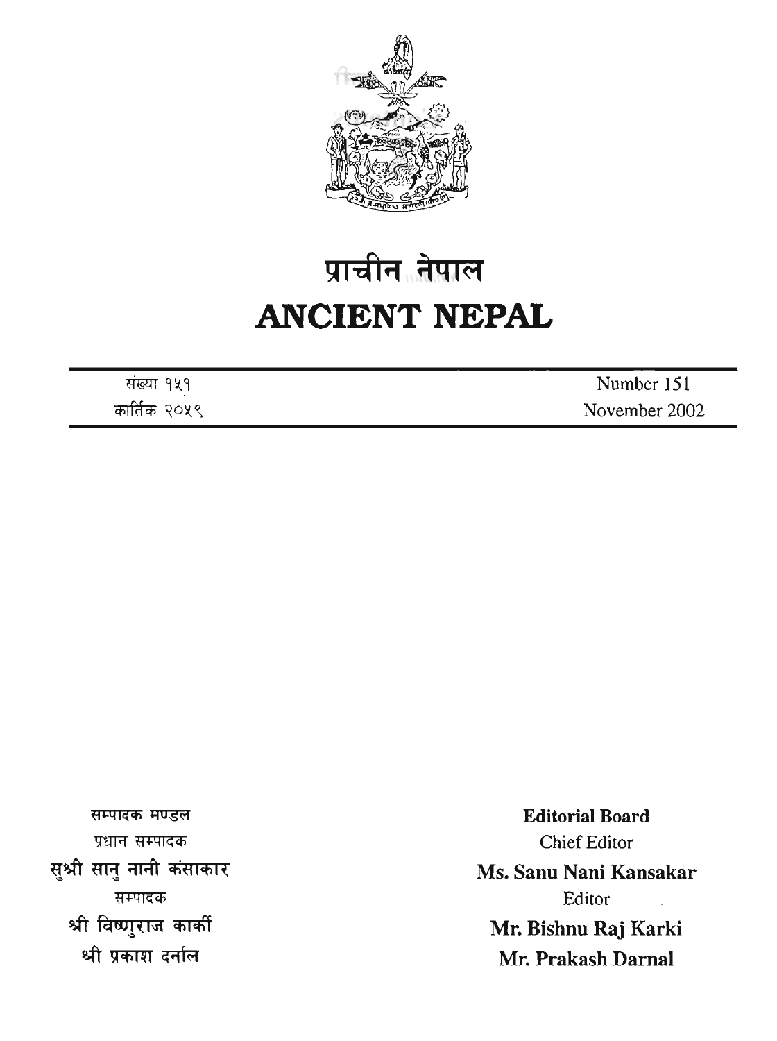# प्राचीन नेपाल

# ANCIENT NEPAL

| संख्या १५१ | Number 151 |
|---|---|
| कार्तिक २०५९ | November 2002 |

**सम्पादक मण्डल**

प्रधान सम्पादक

**सुश्री सानु नानी कंसाकार**

सम्पादक

**श्री विष्णुराज कार्की**

**श्री प्रकाश दर्नाल**

**Editorial Board**

Chief Editor

**Ms. Sanu Nani Kansakar**

Editor

**Mr. Bishnu Raj Karki**

**Mr. Prakash Darnal**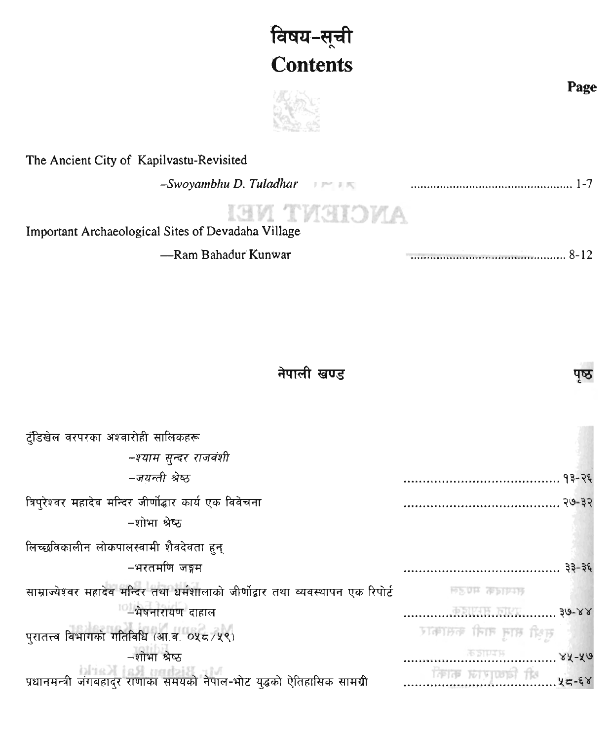# विषय-सूची
# Contents

Page

The Ancient City of Kapilvastu-Revisited

*–Swoyambhu D. Tuladhar* ............................................. 1-7

Important Archaeological Sites of Devadaha Village

—Ram Bahadur Kunwar ............................................. 8-12

## नेपाली खण्ड

पृष्ठ

टुँडिखेल वरपरका अश्वारोही सालिकहरू

*–श्याम सुन्दर राजवंशी*

*–जयन्ती श्रेष्ठ* ............................................. १३-२६

त्रिपुरेश्वर महादेव मन्दिर जीर्णोद्धार कार्य एक विवेचना ............................................. २७-३२

–शोभा श्रेष्ठ

लिच्छविकालीन लोकपालस्वामी शैवदेवता हुन्

–भरतमणि जङ्गम ............................................. ३३-३६

साम्राज्येश्वर महादेव मन्दिर तथा धर्मशालाको जीर्णोद्वार तथा व्यवस्थापन एक रिपोर्ट

–भेषनारायण दाहाल ............................................. ३७-४४

पुरातत्त्व विभागको गतिविधि (आ.व. ०५८/५९)

–शोभा श्रेष्ठ ............................................. ४५-५७

प्रधानमन्त्री जंगबहादुर राणाका समयको नेपाल-भोट युद्धको ऐतिहासिक सामग्री ............................................. ५८-६४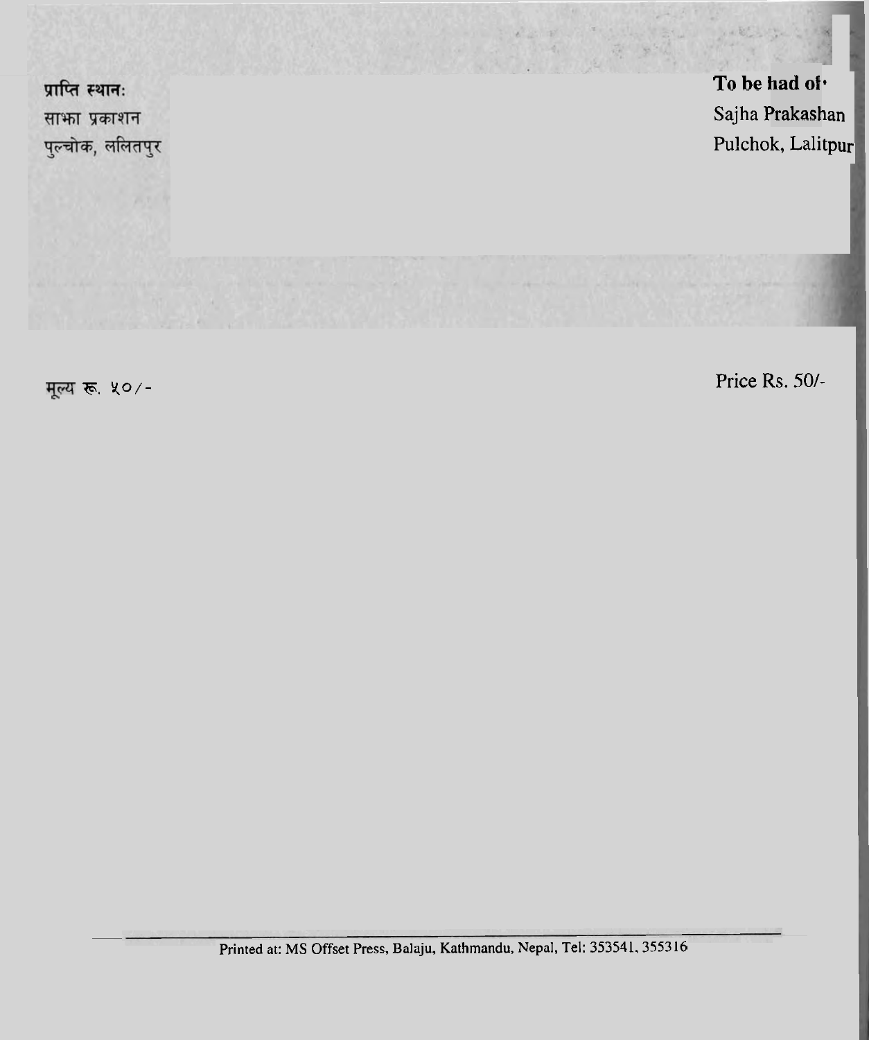**प्राप्ति स्थानः**
साझा प्रकाशन
पुल्चोक, ललितपुर

**To be had of**
Sajha Prakashan
Pulchok, Lalitpur

मूल्य रू. ५०/-

Price Rs. 50/-

Printed at: MS Offset Press, Balaju, Kathmandu, Nepal, Tel: 353541, 355316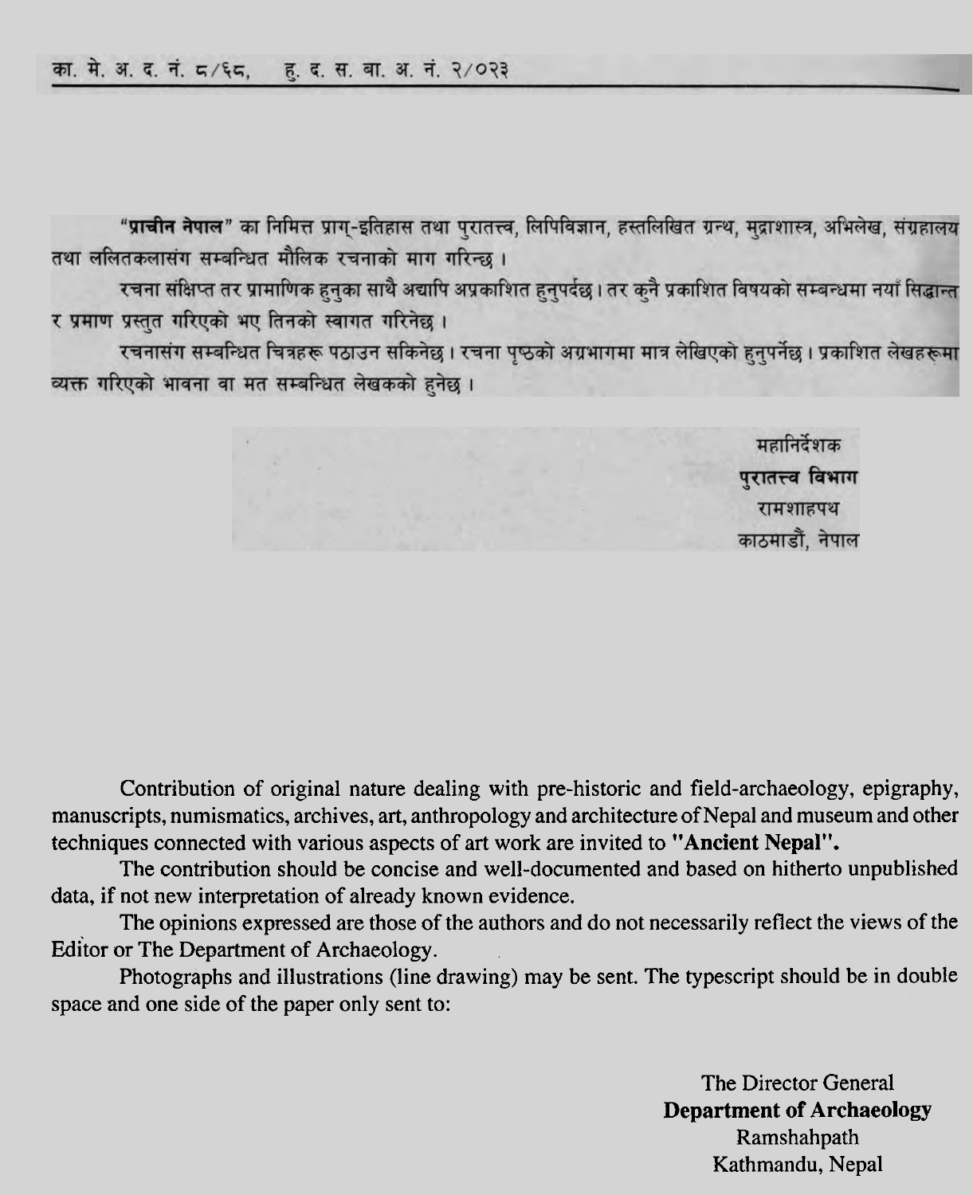का. मे. अ. द. नं. ८/६८, हु. द. स. बा. अ. नं. २/०२३

"**प्राचीन नेपाल**" का निमित्त प्राग्-इतिहास तथा पुरातत्त्व, लिपिविज्ञान, हस्तलिखित ग्रन्थ, मुद्राशास्त्र, अभिलेख, संग्रहालय तथा ललितकलासंग सम्बन्धित मौलिक रचनाको माग गरिन्छ ।

रचना संक्षिप्त तर प्रामाणिक हुनुका साथै अद्यापि अप्रकाशित हुनुपर्दछ । तर कुनै प्रकाशित विषयको सम्बन्धमा नयाँ सिद्धान्त र प्रमाण प्रस्तुत गरिएको भए तिनको स्वागत गरिनेछ ।

रचनासंग सम्बन्धित चित्रहरू पठाउन सकिनेछ । रचना पृष्ठको अग्रभागमा मात्र लेखिएको हुनुपर्नेछ । प्रकाशित लेखहरूमा व्यक्त गरिएको भावना वा मत सम्बन्धित लेखकको हुनेछ ।

महानिर्देशक
**पुरातत्त्व विभाग**
रामशाहपथ
काठमाडौं, नेपाल

Contribution of original nature dealing with pre-historic and field-archaeology, epigraphy, manuscripts, numismatics, archives, art, anthropology and architecture of Nepal and museum and other techniques connected with various aspects of art work are invited to **"Ancient Nepal".**

The contribution should be concise and well-documented and based on hitherto unpublished data, if not new interpretation of already known evidence.

The opinions expressed are those of the authors and do not necessarily reflect the views of the Editor or The Department of Archaeology.

Photographs and illustrations (line drawing) may be sent. The typescript should be in double space and one side of the paper only sent to:

The Director General
**Department of Archaeology**
Ramshahpath
Kathmandu, Nepal